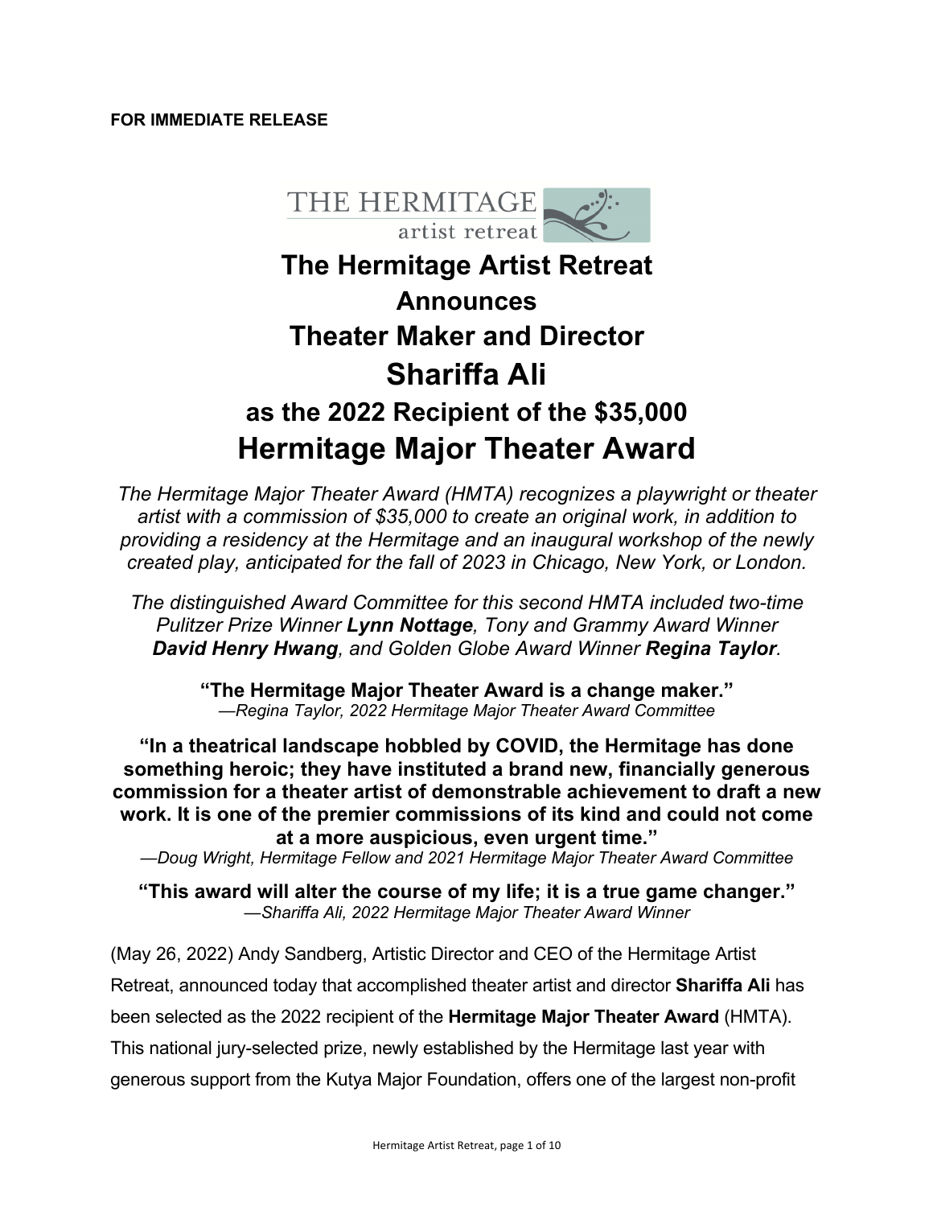**FOR IMMEDIATE RELEASE**

# The Hermitage Artist Retreat Announces Theater Maker and Director Shariffa Ali as the 2022 Recipient of the $35,000 Hermitage Major Theater Award

*The Hermitage Major Theater Award (HMTA) recognizes a playwright or theater artist with a commission of $35,000 to create an original work, in addition to providing a residency at the Hermitage and an inaugural workshop of the newly created play, anticipated for the fall of 2023 in Chicago, New York, or London.*

*The distinguished Award Committee for this second HMTA included two-time Pulitzer Prize Winner **Lynn Nottage**, Tony and Grammy Award Winner **David Henry Hwang**, and Golden Globe Award Winner **Regina Taylor**.*

**"The Hermitage Major Theater Award is a change maker."**
*—Regina Taylor, 2022 Hermitage Major Theater Award Committee*

**"In a theatrical landscape hobbled by COVID, the Hermitage has done something heroic; they have instituted a brand new, financially generous commission for a theater artist of demonstrable achievement to draft a new work. It is one of the premier commissions of its kind and could not come at a more auspicious, even urgent time."**
*—Doug Wright, Hermitage Fellow and 2021 Hermitage Major Theater Award Committee*

**"This award will alter the course of my life; it is a true game changer."**
*—Shariffa Ali, 2022 Hermitage Major Theater Award Winner*

(May 26, 2022) Andy Sandberg, Artistic Director and CEO of the Hermitage Artist Retreat, announced today that accomplished theater artist and director **Shariffa Ali** has been selected as the 2022 recipient of the **Hermitage Major Theater Award** (HMTA). This national jury-selected prize, newly established by the Hermitage last year with generous support from the Kutya Major Foundation, offers one of the largest non-profit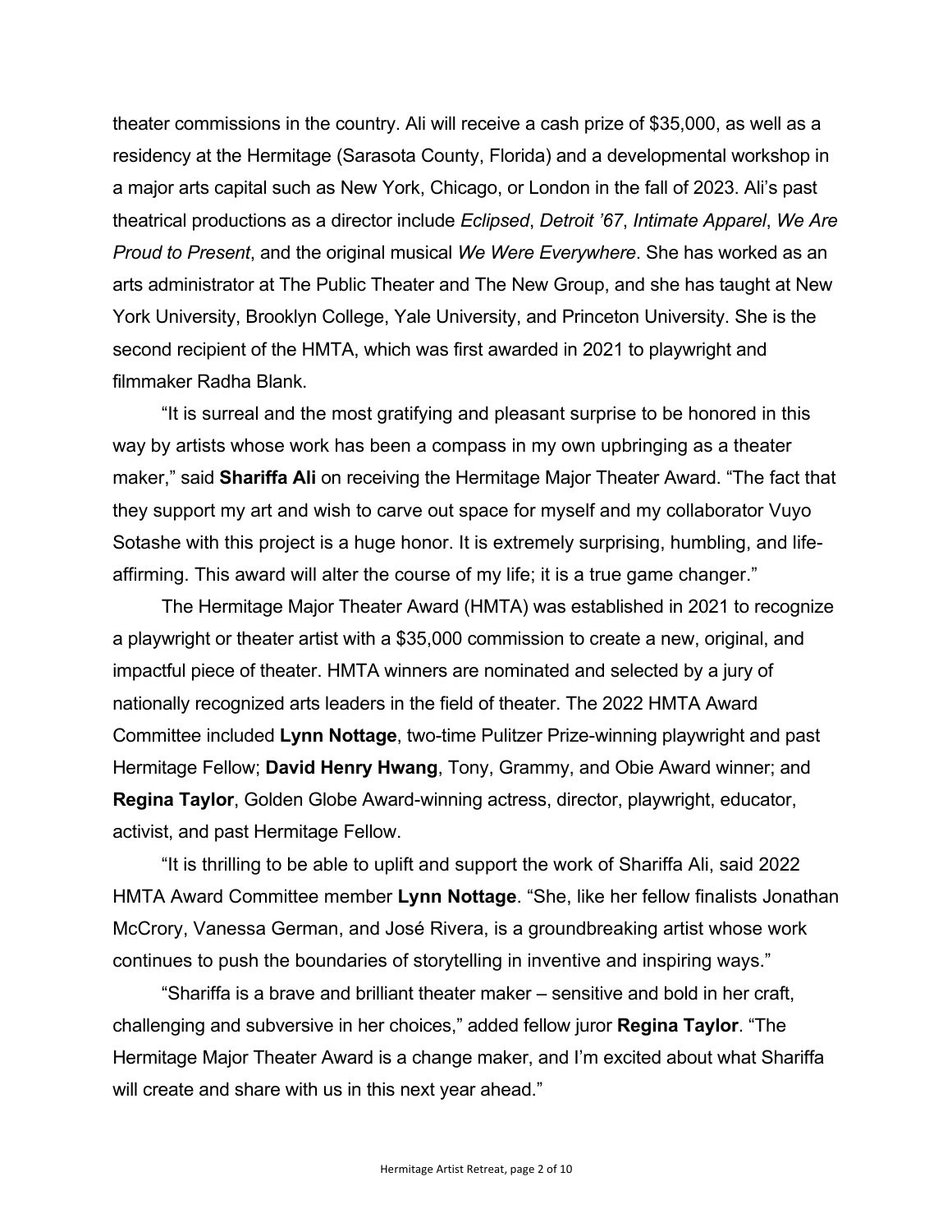theater commissions in the country. Ali will receive a cash prize of $35,000, as well as a residency at the Hermitage (Sarasota County, Florida) and a developmental workshop in a major arts capital such as New York, Chicago, or London in the fall of 2023. Ali's past theatrical productions as a director include *Eclipsed*, *Detroit '67*, *Intimate Apparel*, *We Are Proud to Present*, and the original musical *We Were Everywhere*. She has worked as an arts administrator at The Public Theater and The New Group, and she has taught at New York University, Brooklyn College, Yale University, and Princeton University. She is the second recipient of the HMTA, which was first awarded in 2021 to playwright and filmmaker Radha Blank.

"It is surreal and the most gratifying and pleasant surprise to be honored in this way by artists whose work has been a compass in my own upbringing as a theater maker," said **Shariffa Ali** on receiving the Hermitage Major Theater Award. "The fact that they support my art and wish to carve out space for myself and my collaborator Vuyo Sotashe with this project is a huge honor. It is extremely surprising, humbling, and life-affirming. This award will alter the course of my life; it is a true game changer."

The Hermitage Major Theater Award (HMTA) was established in 2021 to recognize a playwright or theater artist with a $35,000 commission to create a new, original, and impactful piece of theater. HMTA winners are nominated and selected by a jury of nationally recognized arts leaders in the field of theater. The 2022 HMTA Award Committee included **Lynn Nottage**, two-time Pulitzer Prize-winning playwright and past Hermitage Fellow; **David Henry Hwang**, Tony, Grammy, and Obie Award winner; and **Regina Taylor**, Golden Globe Award-winning actress, director, playwright, educator, activist, and past Hermitage Fellow.

"It is thrilling to be able to uplift and support the work of Shariffa Ali, said 2022 HMTA Award Committee member **Lynn Nottage**. "She, like her fellow finalists Jonathan McCrory, Vanessa German, and José Rivera, is a groundbreaking artist whose work continues to push the boundaries of storytelling in inventive and inspiring ways."

"Shariffa is a brave and brilliant theater maker – sensitive and bold in her craft, challenging and subversive in her choices," added fellow juror **Regina Taylor**. "The Hermitage Major Theater Award is a change maker, and I'm excited about what Shariffa will create and share with us in this next year ahead."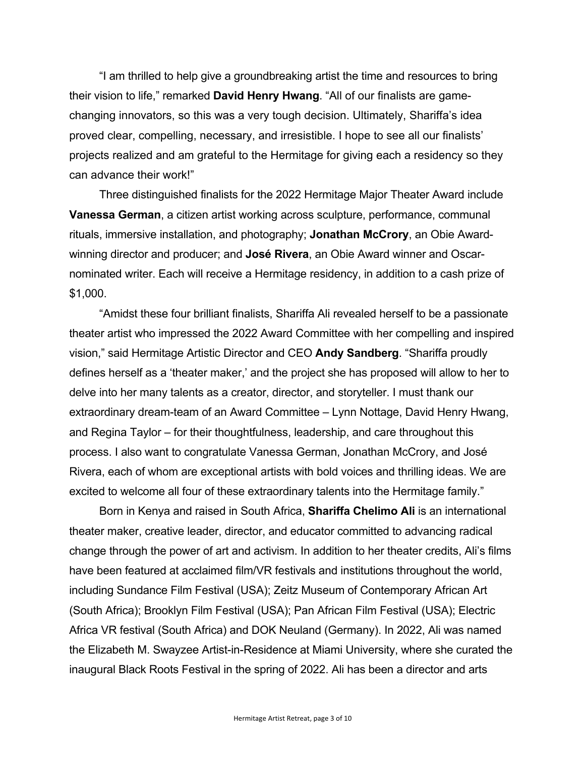"I am thrilled to help give a groundbreaking artist the time and resources to bring their vision to life," remarked **David Henry Hwang**. "All of our finalists are game-changing innovators, so this was a very tough decision. Ultimately, Shariffa's idea proved clear, compelling, necessary, and irresistible. I hope to see all our finalists' projects realized and am grateful to the Hermitage for giving each a residency so they can advance their work!"

Three distinguished finalists for the 2022 Hermitage Major Theater Award include **Vanessa German**, a citizen artist working across sculpture, performance, communal rituals, immersive installation, and photography; **Jonathan McCrory**, an Obie Award-winning director and producer; and **José Rivera**, an Obie Award winner and Oscar-nominated writer. Each will receive a Hermitage residency, in addition to a cash prize of $1,000.

"Amidst these four brilliant finalists, Shariffa Ali revealed herself to be a passionate theater artist who impressed the 2022 Award Committee with her compelling and inspired vision," said Hermitage Artistic Director and CEO **Andy Sandberg**. "Shariffa proudly defines herself as a 'theater maker,' and the project she has proposed will allow to her to delve into her many talents as a creator, director, and storyteller. I must thank our extraordinary dream-team of an Award Committee – Lynn Nottage, David Henry Hwang, and Regina Taylor – for their thoughtfulness, leadership, and care throughout this process. I also want to congratulate Vanessa German, Jonathan McCrory, and José Rivera, each of whom are exceptional artists with bold voices and thrilling ideas. We are excited to welcome all four of these extraordinary talents into the Hermitage family."

Born in Kenya and raised in South Africa, **Shariffa Chelimo Ali** is an international theater maker, creative leader, director, and educator committed to advancing radical change through the power of art and activism. In addition to her theater credits, Ali's films have been featured at acclaimed film/VR festivals and institutions throughout the world, including Sundance Film Festival (USA); Zeitz Museum of Contemporary African Art (South Africa); Brooklyn Film Festival (USA); Pan African Film Festival (USA); Electric Africa VR festival (South Africa) and DOK Neuland (Germany). In 2022, Ali was named the Elizabeth M. Swayzee Artist-in-Residence at Miami University, where she curated the inaugural Black Roots Festival in the spring of 2022. Ali has been a director and arts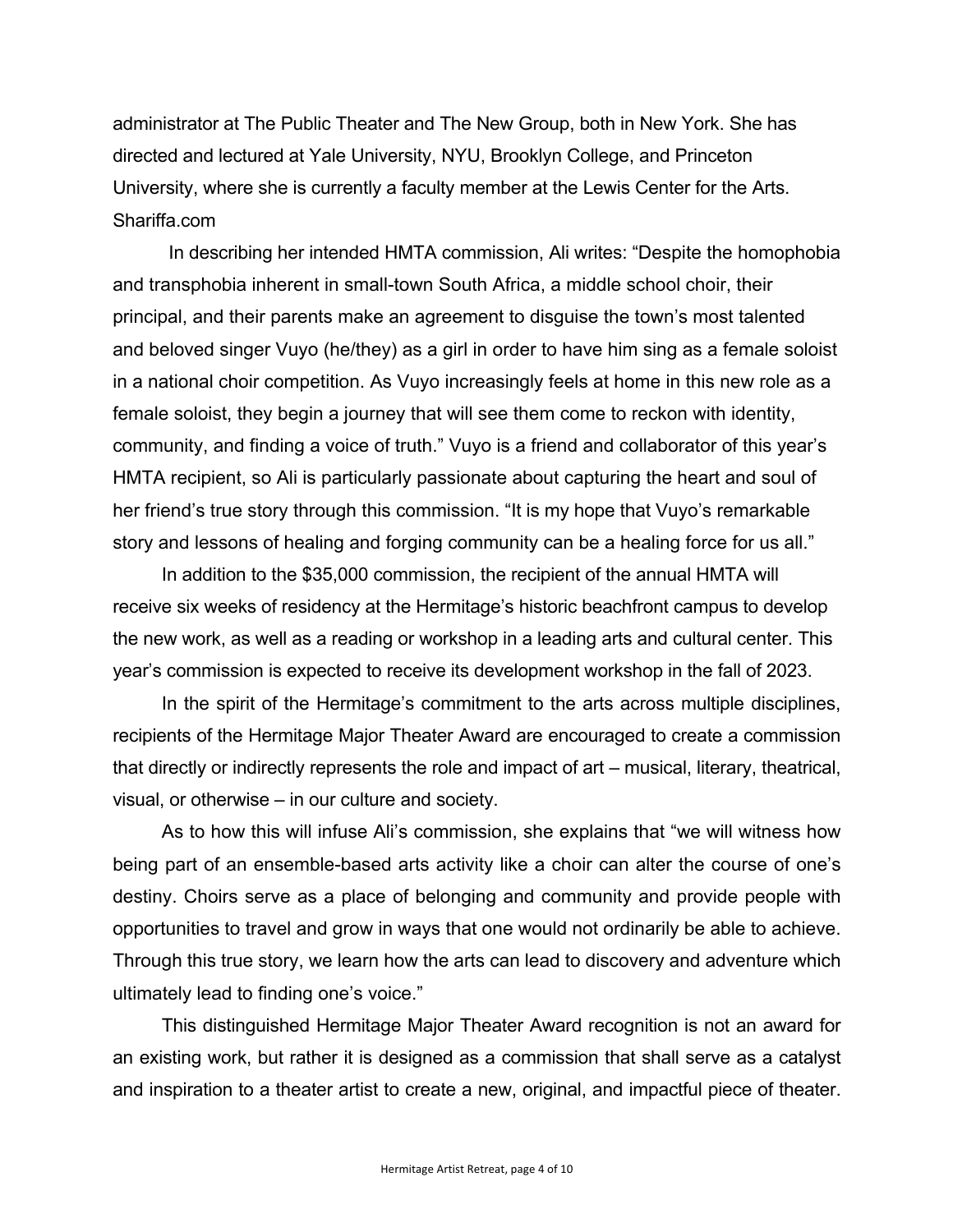administrator at The Public Theater and The New Group, both in New York. She has directed and lectured at Yale University, NYU, Brooklyn College, and Princeton University, where she is currently a faculty member at the Lewis Center for the Arts. Shariffa.com

In describing her intended HMTA commission, Ali writes: "Despite the homophobia and transphobia inherent in small-town South Africa, a middle school choir, their principal, and their parents make an agreement to disguise the town's most talented and beloved singer Vuyo (he/they) as a girl in order to have him sing as a female soloist in a national choir competition. As Vuyo increasingly feels at home in this new role as a female soloist, they begin a journey that will see them come to reckon with identity, community, and finding a voice of truth." Vuyo is a friend and collaborator of this year's HMTA recipient, so Ali is particularly passionate about capturing the heart and soul of her friend's true story through this commission. "It is my hope that Vuyo's remarkable story and lessons of healing and forging community can be a healing force for us all."

In addition to the $35,000 commission, the recipient of the annual HMTA will receive six weeks of residency at the Hermitage's historic beachfront campus to develop the new work, as well as a reading or workshop in a leading arts and cultural center. This year's commission is expected to receive its development workshop in the fall of 2023.

In the spirit of the Hermitage's commitment to the arts across multiple disciplines, recipients of the Hermitage Major Theater Award are encouraged to create a commission that directly or indirectly represents the role and impact of art – musical, literary, theatrical, visual, or otherwise – in our culture and society.

As to how this will infuse Ali's commission, she explains that "we will witness how being part of an ensemble-based arts activity like a choir can alter the course of one's destiny. Choirs serve as a place of belonging and community and provide people with opportunities to travel and grow in ways that one would not ordinarily be able to achieve. Through this true story, we learn how the arts can lead to discovery and adventure which ultimately lead to finding one's voice."

This distinguished Hermitage Major Theater Award recognition is not an award for an existing work, but rather it is designed as a commission that shall serve as a catalyst and inspiration to a theater artist to create a new, original, and impactful piece of theater.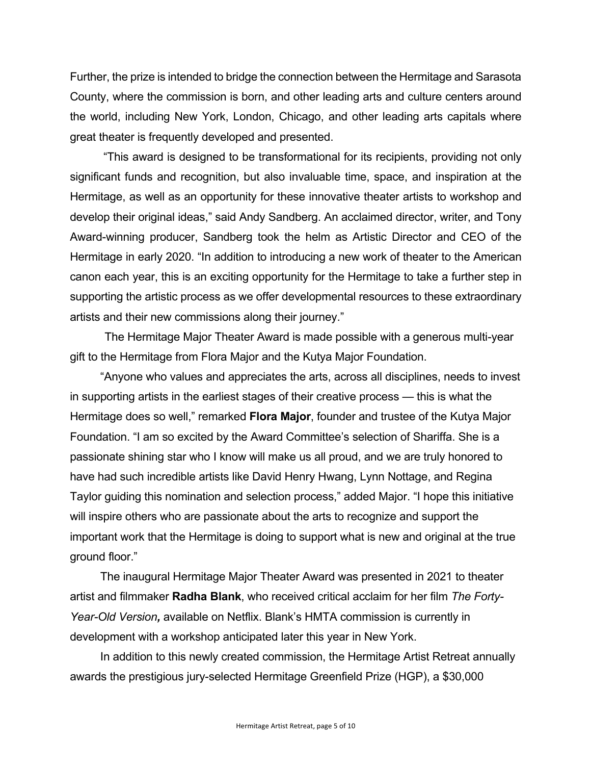Further, the prize is intended to bridge the connection between the Hermitage and Sarasota County, where the commission is born, and other leading arts and culture centers around the world, including New York, London, Chicago, and other leading arts capitals where great theater is frequently developed and presented.

"This award is designed to be transformational for its recipients, providing not only significant funds and recognition, but also invaluable time, space, and inspiration at the Hermitage, as well as an opportunity for these innovative theater artists to workshop and develop their original ideas," said Andy Sandberg. An acclaimed director, writer, and Tony Award-winning producer, Sandberg took the helm as Artistic Director and CEO of the Hermitage in early 2020. "In addition to introducing a new work of theater to the American canon each year, this is an exciting opportunity for the Hermitage to take a further step in supporting the artistic process as we offer developmental resources to these extraordinary artists and their new commissions along their journey."

The Hermitage Major Theater Award is made possible with a generous multi-year gift to the Hermitage from Flora Major and the Kutya Major Foundation.

"Anyone who values and appreciates the arts, across all disciplines, needs to invest in supporting artists in the earliest stages of their creative process — this is what the Hermitage does so well," remarked **Flora Major**, founder and trustee of the Kutya Major Foundation. "I am so excited by the Award Committee's selection of Shariffa. She is a passionate shining star who I know will make us all proud, and we are truly honored to have had such incredible artists like David Henry Hwang, Lynn Nottage, and Regina Taylor guiding this nomination and selection process," added Major. "I hope this initiative will inspire others who are passionate about the arts to recognize and support the important work that the Hermitage is doing to support what is new and original at the true ground floor."

The inaugural Hermitage Major Theater Award was presented in 2021 to theater artist and filmmaker **Radha Blank**, who received critical acclaim for her film *The Forty-Year-Old Version,* available on Netflix. Blank's HMTA commission is currently in development with a workshop anticipated later this year in New York.

In addition to this newly created commission, the Hermitage Artist Retreat annually awards the prestigious jury-selected Hermitage Greenfield Prize (HGP), a $30,000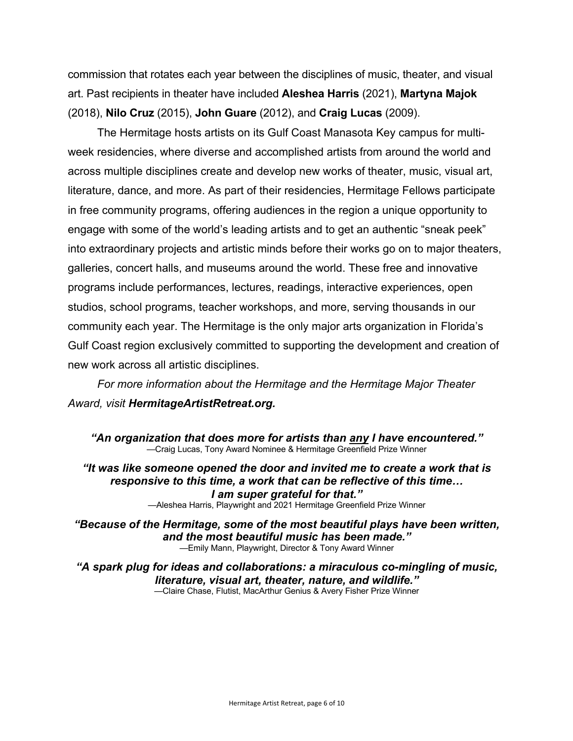commission that rotates each year between the disciplines of music, theater, and visual art. Past recipients in theater have included **Aleshea Harris** (2021), **Martyna Majok** (2018), **Nilo Cruz** (2015), **John Guare** (2012), and **Craig Lucas** (2009).

The Hermitage hosts artists on its Gulf Coast Manasota Key campus for multi-week residencies, where diverse and accomplished artists from around the world and across multiple disciplines create and develop new works of theater, music, visual art, literature, dance, and more. As part of their residencies, Hermitage Fellows participate in free community programs, offering audiences in the region a unique opportunity to engage with some of the world's leading artists and to get an authentic "sneak peek" into extraordinary projects and artistic minds before their works go on to major theaters, galleries, concert halls, and museums around the world. These free and innovative programs include performances, lectures, readings, interactive experiences, open studios, school programs, teacher workshops, and more, serving thousands in our community each year. The Hermitage is the only major arts organization in Florida's Gulf Coast region exclusively committed to supporting the development and creation of new work across all artistic disciplines.

*For more information about the Hermitage and the Hermitage Major Theater Award, visit* ***HermitageArtistRetreat.org.***

***"An organization that does more for artists than <u>any</u> I have encountered."***
—Craig Lucas, Tony Award Nominee & Hermitage Greenfield Prize Winner

***"It was like someone opened the door and invited me to create a work that is responsive to this time, a work that can be reflective of this time… I am super grateful for that."***
—Aleshea Harris, Playwright and 2021 Hermitage Greenfield Prize Winner

***"Because of the Hermitage, some of the most beautiful plays have been written, and the most beautiful music has been made."***
—Emily Mann, Playwright, Director & Tony Award Winner

***"A spark plug for ideas and collaborations: a miraculous co-mingling of music, literature, visual art, theater, nature, and wildlife."***
—Claire Chase, Flutist, MacArthur Genius & Avery Fisher Prize Winner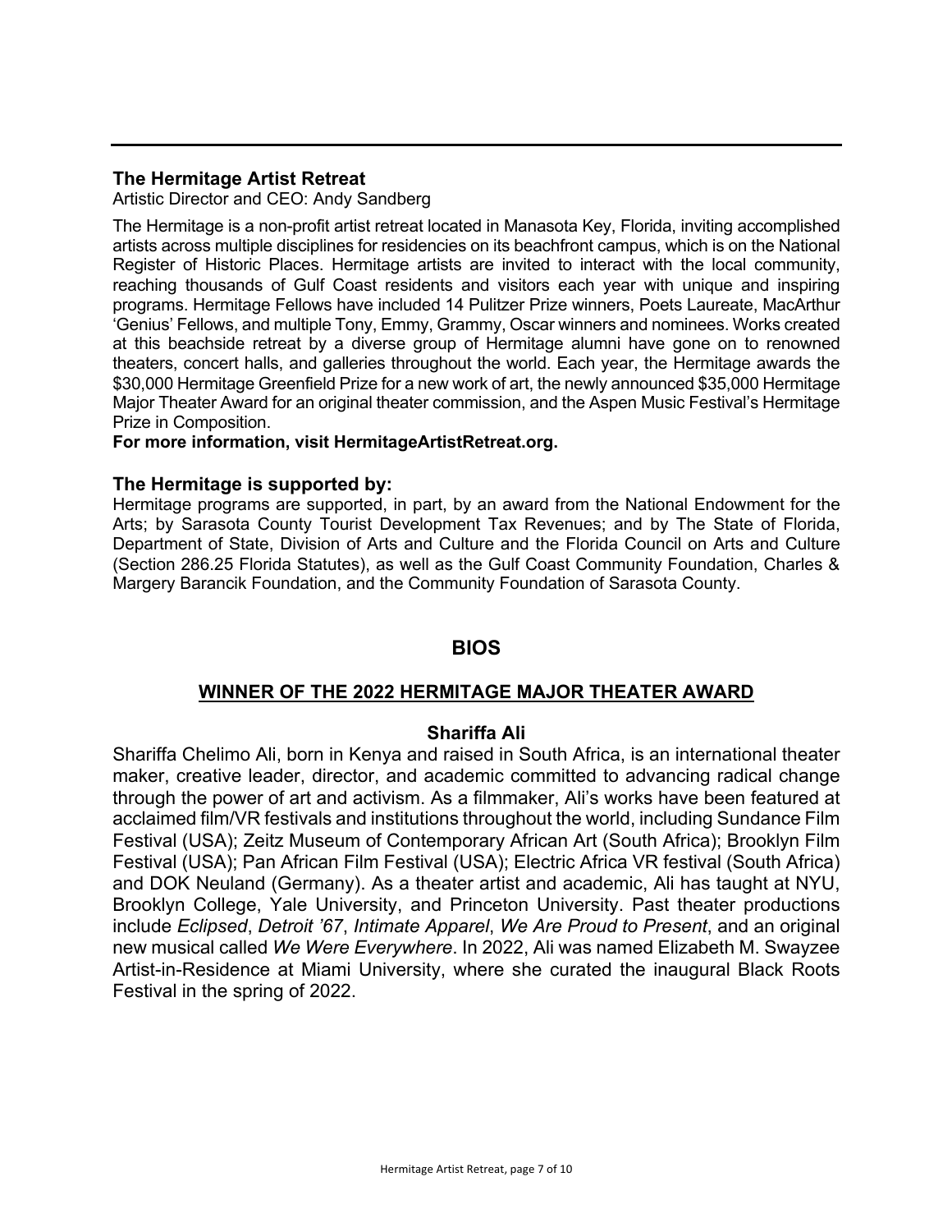---

### The Hermitage Artist Retreat

Artistic Director and CEO: Andy Sandberg

The Hermitage is a non-profit artist retreat located in Manasota Key, Florida, inviting accomplished artists across multiple disciplines for residencies on its beachfront campus, which is on the National Register of Historic Places. Hermitage artists are invited to interact with the local community, reaching thousands of Gulf Coast residents and visitors each year with unique and inspiring programs. Hermitage Fellows have included 14 Pulitzer Prize winners, Poets Laureate, MacArthur 'Genius' Fellows, and multiple Tony, Emmy, Grammy, Oscar winners and nominees. Works created at this beachside retreat by a diverse group of Hermitage alumni have gone on to renowned theaters, concert halls, and galleries throughout the world. Each year, the Hermitage awards the $30,000 Hermitage Greenfield Prize for a new work of art, the newly announced $35,000 Hermitage Major Theater Award for an original theater commission, and the Aspen Music Festival's Hermitage Prize in Composition.

**For more information, visit HermitageArtistRetreat.org.**

### The Hermitage is supported by:

Hermitage programs are supported, in part, by an award from the National Endowment for the Arts; by Sarasota County Tourist Development Tax Revenues; and by The State of Florida, Department of State, Division of Arts and Culture and the Florida Council on Arts and Culture (Section 286.25 Florida Statutes), as well as the Gulf Coast Community Foundation, Charles & Margery Barancik Foundation, and the Community Foundation of Sarasota County.

## BIOS

### WINNER OF THE 2022 HERMITAGE MAJOR THEATER AWARD

#### Shariffa Ali

Shariffa Chelimo Ali, born in Kenya and raised in South Africa, is an international theater maker, creative leader, director, and academic committed to advancing radical change through the power of art and activism. As a filmmaker, Ali's works have been featured at acclaimed film/VR festivals and institutions throughout the world, including Sundance Film Festival (USA); Zeitz Museum of Contemporary African Art (South Africa); Brooklyn Film Festival (USA); Pan African Film Festival (USA); Electric Africa VR festival (South Africa) and DOK Neuland (Germany). As a theater artist and academic, Ali has taught at NYU, Brooklyn College, Yale University, and Princeton University. Past theater productions include *Eclipsed*, *Detroit '67*, *Intimate Apparel*, *We Are Proud to Present*, and an original new musical called *We Were Everywhere*. In 2022, Ali was named Elizabeth M. Swayzee Artist-in-Residence at Miami University, where she curated the inaugural Black Roots Festival in the spring of 2022.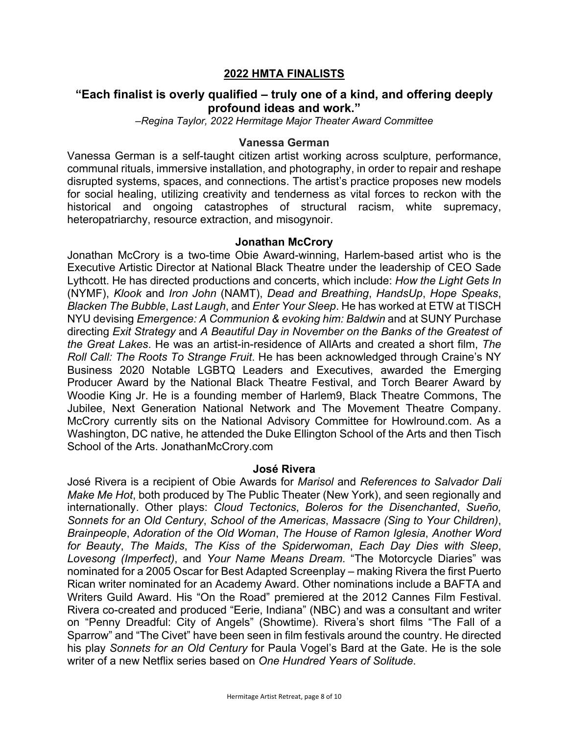## 2022 HMTA FINALISTS

### "Each finalist is overly qualified – truly one of a kind, and offering deeply profound ideas and work."

*–Regina Taylor, 2022 Hermitage Major Theater Award Committee*

#### Vanessa German

Vanessa German is a self-taught citizen artist working across sculpture, performance, communal rituals, immersive installation, and photography, in order to repair and reshape disrupted systems, spaces, and connections. The artist's practice proposes new models for social healing, utilizing creativity and tenderness as vital forces to reckon with the historical and ongoing catastrophes of structural racism, white supremacy, heteropatriarchy, resource extraction, and misogynoir.

#### Jonathan McCrory

Jonathan McCrory is a two-time Obie Award-winning, Harlem-based artist who is the Executive Artistic Director at National Black Theatre under the leadership of CEO Sade Lythcott. He has directed productions and concerts, which include: *How the Light Gets In* (NYMF), *Klook* and *Iron John* (NAMT), *Dead and Breathing*, *HandsUp*, *Hope Speaks*, *Blacken The Bubble*, *Last Laugh*, and *Enter Your Sleep*. He has worked at ETW at TISCH NYU devising *Emergence: A Communion & evoking him: Baldwin* and at SUNY Purchase directing *Exit Strategy* and *A Beautiful Day in November on the Banks of the Greatest of the Great Lakes*. He was an artist-in-residence of AllArts and created a short film, *The Roll Call: The Roots To Strange Fruit*. He has been acknowledged through Craine's NY Business 2020 Notable LGBTQ Leaders and Executives, awarded the Emerging Producer Award by the National Black Theatre Festival, and Torch Bearer Award by Woodie King Jr. He is a founding member of Harlem9, Black Theatre Commons, The Jubilee, Next Generation National Network and The Movement Theatre Company. McCrory currently sits on the National Advisory Committee for Howlround.com. As a Washington, DC native, he attended the Duke Ellington School of the Arts and then Tisch School of the Arts. JonathanMcCrory.com

#### José Rivera

José Rivera is a recipient of Obie Awards for *Marisol* and *References to Salvador Dali Make Me Hot*, both produced by The Public Theater (New York), and seen regionally and internationally. Other plays: *Cloud Tectonics*, *Boleros for the Disenchanted*, *Sueño, Sonnets for an Old Century*, *School of the Americas*, *Massacre (Sing to Your Children)*, *Brainpeople*, *Adoration of the Old Woman*, *The House of Ramon Iglesia*, *Another Word for Beauty*, *The Maids*, *The Kiss of the Spiderwoman*, *Each Day Dies with Sleep*, *Lovesong (Imperfect)*, and *Your Name Means Dream*. "The Motorcycle Diaries" was nominated for a 2005 Oscar for Best Adapted Screenplay – making Rivera the first Puerto Rican writer nominated for an Academy Award. Other nominations include a BAFTA and Writers Guild Award. His "On the Road" premiered at the 2012 Cannes Film Festival. Rivera co-created and produced "Eerie, Indiana" (NBC) and was a consultant and writer on "Penny Dreadful: City of Angels" (Showtime). Rivera's short films "The Fall of a Sparrow" and "The Civet" have been seen in film festivals around the country. He directed his play *Sonnets for an Old Century* for Paula Vogel's Bard at the Gate. He is the sole writer of a new Netflix series based on *One Hundred Years of Solitude*.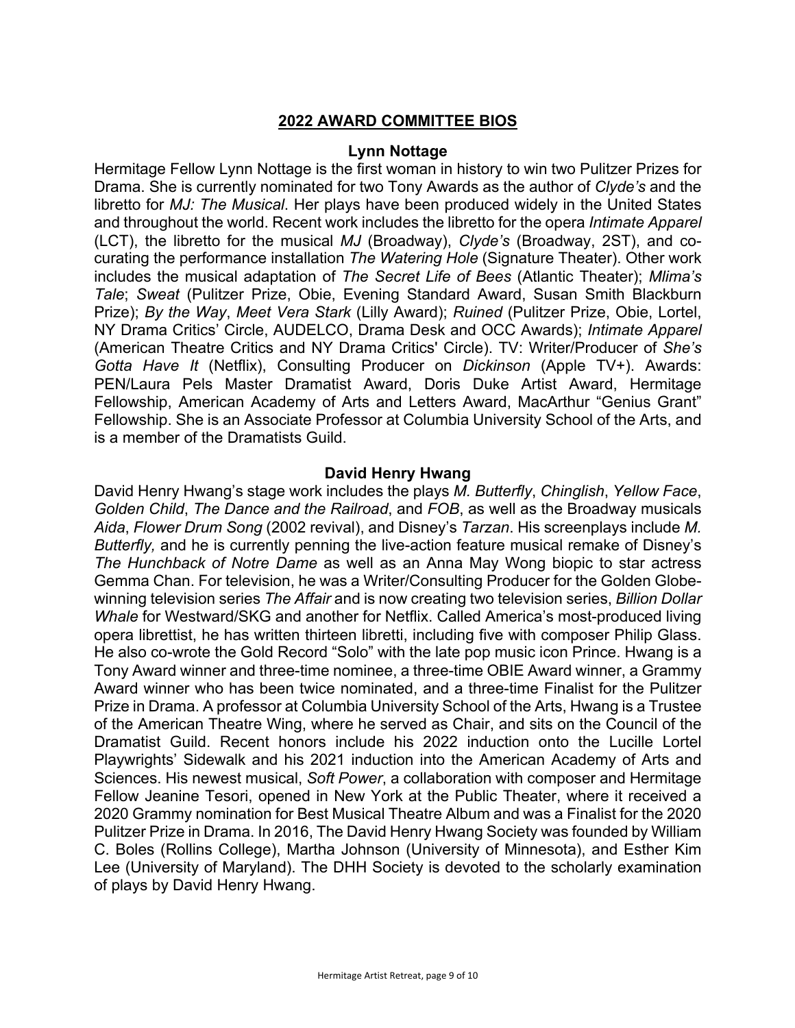## 2022 AWARD COMMITTEE BIOS

### Lynn Nottage

Hermitage Fellow Lynn Nottage is the first woman in history to win two Pulitzer Prizes for Drama. She is currently nominated for two Tony Awards as the author of *Clyde's* and the libretto for *MJ: The Musical*. Her plays have been produced widely in the United States and throughout the world. Recent work includes the libretto for the opera *Intimate Apparel* (LCT), the libretto for the musical *MJ* (Broadway), *Clyde's* (Broadway, 2ST), and co-curating the performance installation *The Watering Hole* (Signature Theater). Other work includes the musical adaptation of *The Secret Life of Bees* (Atlantic Theater); *Mlima's Tale*; *Sweat* (Pulitzer Prize, Obie, Evening Standard Award, Susan Smith Blackburn Prize); *By the Way*, *Meet Vera Stark* (Lilly Award); *Ruined* (Pulitzer Prize, Obie, Lortel, NY Drama Critics' Circle, AUDELCO, Drama Desk and OCC Awards); *Intimate Apparel* (American Theatre Critics and NY Drama Critics' Circle). TV: Writer/Producer of *She's Gotta Have It* (Netflix), Consulting Producer on *Dickinson* (Apple TV+). Awards: PEN/Laura Pels Master Dramatist Award, Doris Duke Artist Award, Hermitage Fellowship, American Academy of Arts and Letters Award, MacArthur "Genius Grant" Fellowship. She is an Associate Professor at Columbia University School of the Arts, and is a member of the Dramatists Guild.

### David Henry Hwang

David Henry Hwang's stage work includes the plays *M. Butterfly*, *Chinglish*, *Yellow Face*, *Golden Child*, *The Dance and the Railroad*, and *FOB*, as well as the Broadway musicals *Aida*, *Flower Drum Song* (2002 revival), and Disney's *Tarzan*. His screenplays include *M. Butterfly,* and he is currently penning the live-action feature musical remake of Disney's *The Hunchback of Notre Dame* as well as an Anna May Wong biopic to star actress Gemma Chan. For television, he was a Writer/Consulting Producer for the Golden Globe-winning television series *The Affair* and is now creating two television series, *Billion Dollar Whale* for Westward/SKG and another for Netflix. Called America's most-produced living opera librettist, he has written thirteen libretti, including five with composer Philip Glass. He also co-wrote the Gold Record "Solo" with the late pop music icon Prince. Hwang is a Tony Award winner and three-time nominee, a three-time OBIE Award winner, a Grammy Award winner who has been twice nominated, and a three-time Finalist for the Pulitzer Prize in Drama. A professor at Columbia University School of the Arts, Hwang is a Trustee of the American Theatre Wing, where he served as Chair, and sits on the Council of the Dramatist Guild. Recent honors include his 2022 induction onto the Lucille Lortel Playwrights' Sidewalk and his 2021 induction into the American Academy of Arts and Sciences. His newest musical, *Soft Power*, a collaboration with composer and Hermitage Fellow Jeanine Tesori, opened in New York at the Public Theater, where it received a 2020 Grammy nomination for Best Musical Theatre Album and was a Finalist for the 2020 Pulitzer Prize in Drama. In 2016, The David Henry Hwang Society was founded by William C. Boles (Rollins College), Martha Johnson (University of Minnesota), and Esther Kim Lee (University of Maryland). The DHH Society is devoted to the scholarly examination of plays by David Henry Hwang.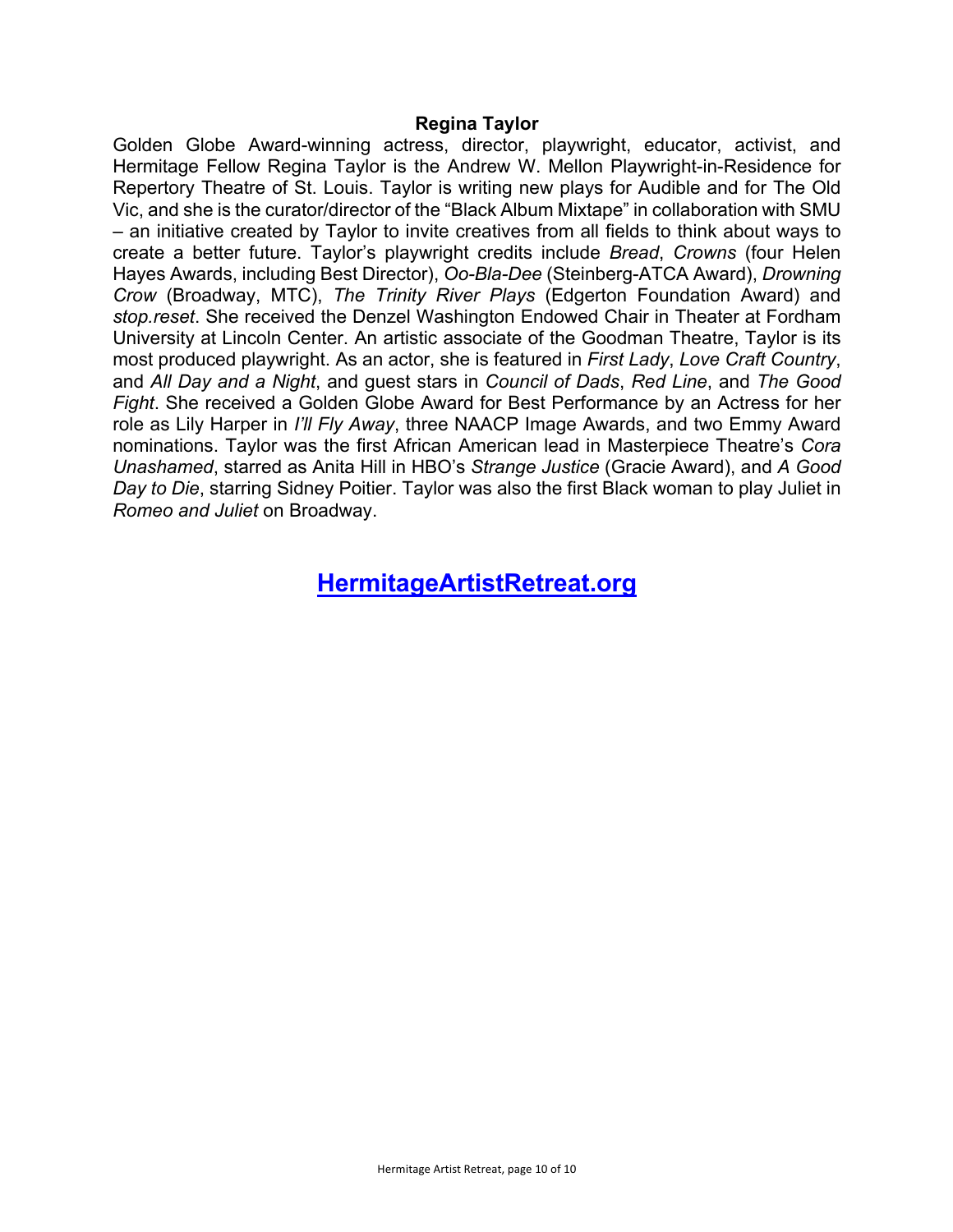**Regina Taylor**

Golden Globe Award-winning actress, director, playwright, educator, activist, and Hermitage Fellow Regina Taylor is the Andrew W. Mellon Playwright-in-Residence for Repertory Theatre of St. Louis. Taylor is writing new plays for Audible and for The Old Vic, and she is the curator/director of the "Black Album Mixtape" in collaboration with SMU – an initiative created by Taylor to invite creatives from all fields to think about ways to create a better future. Taylor's playwright credits include *Bread*, *Crowns* (four Helen Hayes Awards, including Best Director), *Oo-Bla-Dee* (Steinberg-ATCA Award), *Drowning Crow* (Broadway, MTC), *The Trinity River Plays* (Edgerton Foundation Award) and *stop.reset*. She received the Denzel Washington Endowed Chair in Theater at Fordham University at Lincoln Center. An artistic associate of the Goodman Theatre, Taylor is its most produced playwright. As an actor, she is featured in *First Lady*, *Love Craft Country*, and *All Day and a Night*, and guest stars in *Council of Dads*, *Red Line*, and *The Good Fight*. She received a Golden Globe Award for Best Performance by an Actress for her role as Lily Harper in *I'll Fly Away*, three NAACP Image Awards, and two Emmy Award nominations. Taylor was the first African American lead in Masterpiece Theatre's *Cora Unashamed*, starred as Anita Hill in HBO's *Strange Justice* (Gracie Award), and *A Good Day to Die*, starring Sidney Poitier. Taylor was also the first Black woman to play Juliet in *Romeo and Juliet* on Broadway.

**HermitageArtistRetreat.org**